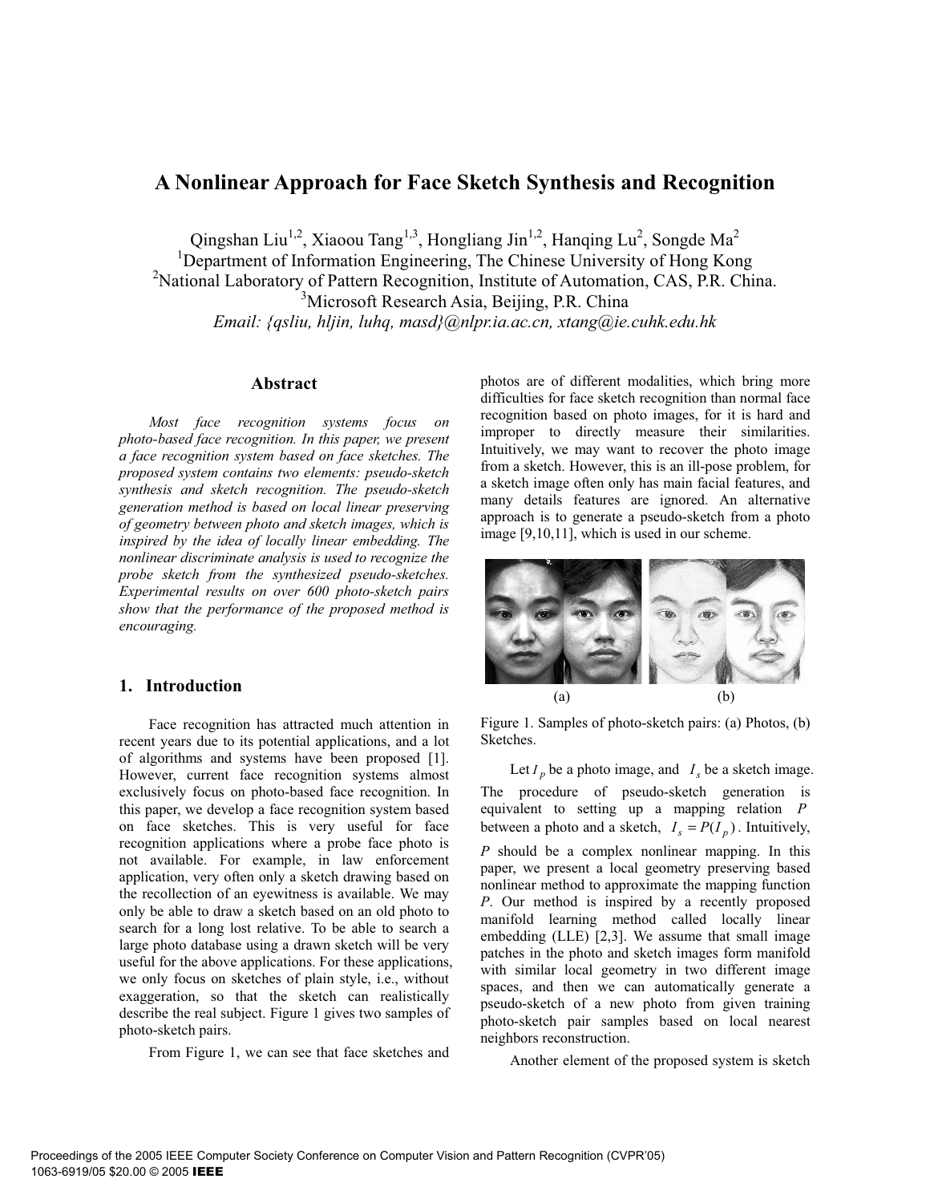// A Nonlinear Approach for Face Sketch Synthesis and Recognition

Qingshan Liu[1,2], Xiaoou Tang[1,3], Hongliang Jin[1,2], Hanqing Lu[2], Songde Ma[2]

[1]Department of Information Engineering, The Chinese University of Hong Kong

[2]National Laboratory of Pattern Recognition, Institute of Automation, CAS, P.R. China.

[3]Microsoft Research Asia, Beijing, P.R. China

*Email: {qsliu, hljin, luhq, masd}@nlpr.ia.ac.cn, xtang@ie.cuhk.edu.hk*

## Abstract

*Most face recognition systems focus on photo-based face recognition. In this paper, we present a face recognition system based on face sketches. The proposed system contains two elements: pseudo-sketch synthesis and sketch recognition. The pseudo-sketch generation method is based on local linear preserving of geometry between photo and sketch images, which is inspired by the idea of locally linear embedding. The nonlinear discriminate analysis is used to recognize the probe sketch from the synthesized pseudo-sketches. Experimental results on over 600 photo-sketch pairs show that the performance of the proposed method is encouraging.*

## 1. Introduction

Face recognition has attracted much attention in recent years due to its potential applications, and a lot of algorithms and systems have been proposed [1]. However, current face recognition systems almost exclusively focus on photo-based face recognition. In this paper, we develop a face recognition system based on face sketches. This is very useful for face recognition applications where a probe face photo is not available. For example, in law enforcement application, very often only a sketch drawing based on the recollection of an eyewitness is available. We may only be able to draw a sketch based on an old photo to search for a long lost relative. To be able to search a large photo database using a drawn sketch will be very useful for the above applications. For these applications, we only focus on sketches of plain style, i.e., without exaggeration, so that the sketch can realistically describe the real subject. Figure 1 gives two samples of photo-sketch pairs.

From Figure 1, we can see that face sketches and photos are of different modalities, which bring more difficulties for face sketch recognition than normal face recognition based on photo images, for it is hard and improper to directly measure their similarities. Intuitively, we may want to recover the photo image from a sketch. However, this is an ill-pose problem, for a sketch image often only has main facial features, and many details features are ignored. An alternative approach is to generate a pseudo-sketch from a photo image [9,10,11], which is used in our scheme.

(a) (b)

Figure 1. Samples of photo-sketch pairs: (a) Photos, (b) Sketches.

Let $I_p$ be a photo image, and $I_s$ be a sketch image. The procedure of pseudo-sketch generation is equivalent to setting up a mapping relation $P$ between a photo and a sketch, $I_s = P(I_p)$. Intuitively, $P$ should be a complex nonlinear mapping. In this paper, we present a local geometry preserving based nonlinear method to approximate the mapping function $P$. Our method is inspired by a recently proposed manifold learning method called locally linear embedding (LLE) [2,3]. We assume that small image patches in the photo and sketch images form manifold with similar local geometry in two different image spaces, and then we can automatically generate a pseudo-sketch of a new photo from given training photo-sketch pair samples based on local nearest neighbors reconstruction.

Another element of the proposed system is sketch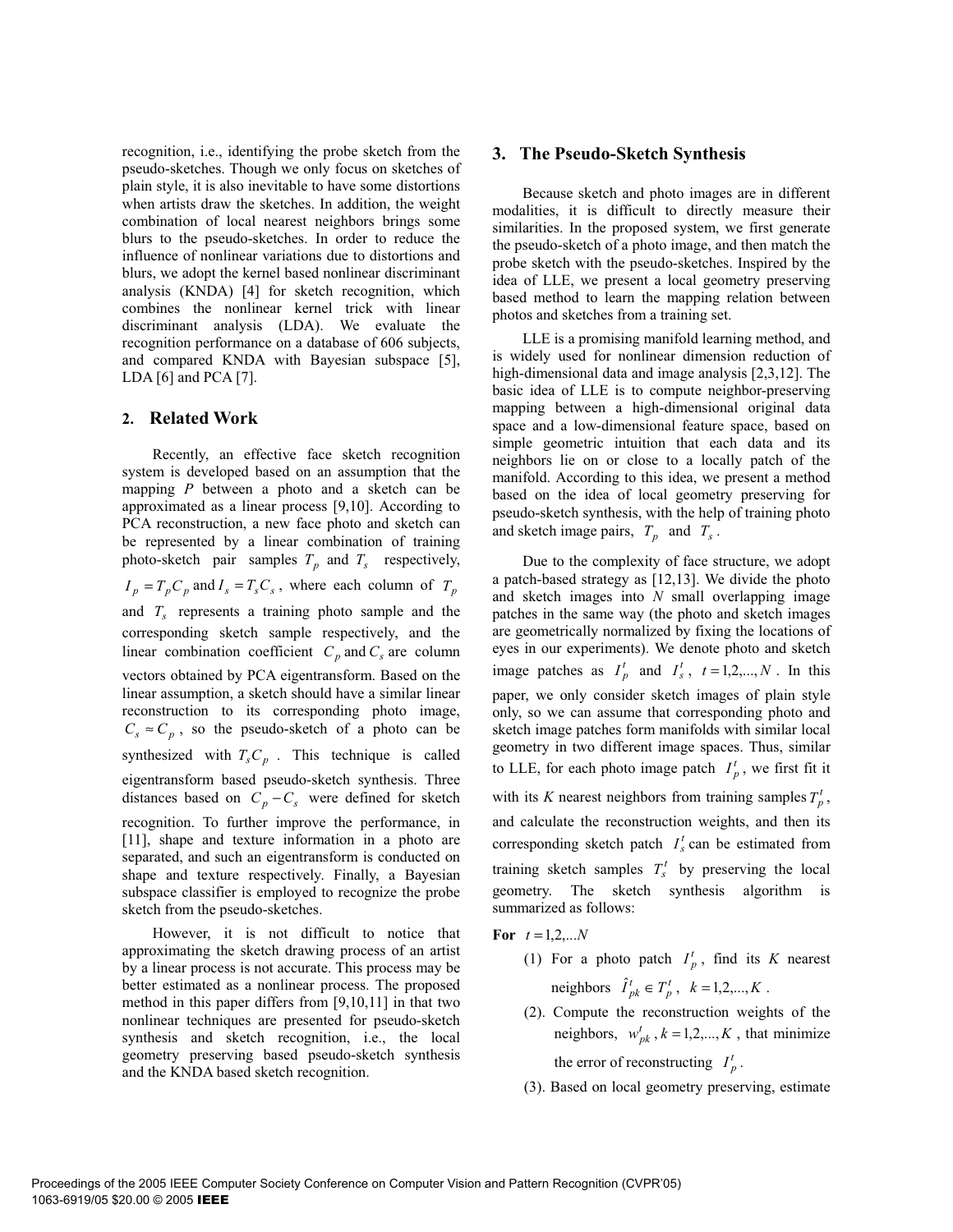recognition, i.e., identifying the probe sketch from the pseudo-sketches. Though we only focus on sketches of plain style, it is also inevitable to have some distortions when artists draw the sketches. In addition, the weight combination of local nearest neighbors brings some blurs to the pseudo-sketches. In order to reduce the influence of nonlinear variations due to distortions and blurs, we adopt the kernel based nonlinear discriminant analysis (KNDA) [4] for sketch recognition, which combines the nonlinear kernel trick with linear discriminant analysis (LDA). We evaluate the recognition performance on a database of 606 subjects, and compared KNDA with Bayesian subspace [5], LDA [6] and PCA [7].

## 2. Related Work

Recently, an effective face sketch recognition system is developed based on an assumption that the mapping *P* between a photo and a sketch can be approximated as a linear process [9,10]. According to PCA reconstruction, a new face photo and sketch can be represented by a linear combination of training photo-sketch pair samples $T_p$ and $T_s$ respectively, $I_p = T_p C_p$ and $I_s = T_s C_s$, where each column of $T_p$ and $T_s$ represents a training photo sample and the corresponding sketch sample respectively, and the linear combination coefficient $C_p$ and $C_s$ are column vectors obtained by PCA eigentransform. Based on the linear assumption, a sketch should have a similar linear reconstruction to its corresponding photo image, $C_s \approx C_p$, so the pseudo-sketch of a photo can be synthesized with $T_s C_p$. This technique is called eigentransform based pseudo-sketch synthesis. Three distances based on $C_p - C_s$ were defined for sketch recognition. To further improve the performance, in [11], shape and texture information in a photo are separated, and such an eigentransform is conducted on shape and texture respectively. Finally, a Bayesian subspace classifier is employed to recognize the probe sketch from the pseudo-sketches.

However, it is not difficult to notice that approximating the sketch drawing process of an artist by a linear process is not accurate. This process may be better estimated as a nonlinear process. The proposed method in this paper differs from [9,10,11] in that two nonlinear techniques are presented for pseudo-sketch synthesis and sketch recognition, i.e., the local geometry preserving based pseudo-sketch synthesis and the KNDA based sketch recognition.

## 3. The Pseudo-Sketch Synthesis

Because sketch and photo images are in different modalities, it is difficult to directly measure their similarities. In the proposed system, we first generate the pseudo-sketch of a photo image, and then match the probe sketch with the pseudo-sketches. Inspired by the idea of LLE, we present a local geometry preserving based method to learn the mapping relation between photos and sketches from a training set.

LLE is a promising manifold learning method, and is widely used for nonlinear dimension reduction of high-dimensional data and image analysis [2,3,12]. The basic idea of LLE is to compute neighbor-preserving mapping between a high-dimensional original data space and a low-dimensional feature space, based on simple geometric intuition that each data and its neighbors lie on or close to a locally patch of the manifold. According to this idea, we present a method based on the idea of local geometry preserving for pseudo-sketch synthesis, with the help of training photo and sketch image pairs, $T_p$ and $T_s$.

Due to the complexity of face structure, we adopt a patch-based strategy as [12,13]. We divide the photo and sketch images into *N* small overlapping image patches in the same way (the photo and sketch images are geometrically normalized by fixing the locations of eyes in our experiments). We denote photo and sketch image patches as $I_p^t$ and $I_s^t$, $t = 1,2,...,N$. In this paper, we only consider sketch images of plain style only, so we can assume that corresponding photo and sketch image patches form manifolds with similar local geometry in two different image spaces. Thus, similar to LLE, for each photo image patch $I_p^t$, we first fit it with its *K* nearest neighbors from training samples $T_p^t$, and calculate the reconstruction weights, and then its corresponding sketch patch $I_s^t$ can be estimated from training sketch samples $T_s^t$ by preserving the local geometry. The sketch synthesis algorithm is summarized as follows:

**For** $t = 1,2,...N$

(1) For a photo patch $I_p^t$, find its *K* nearest neighbors $\hat{I}_{pk}^t \in T_p^t$, $k = 1,2,...,K$.

(2). Compute the reconstruction weights of the neighbors, $w_{pk}^t, k = 1,2,...,K$, that minimize the error of reconstructing $I_p^t$.

(3). Based on local geometry preserving, estimate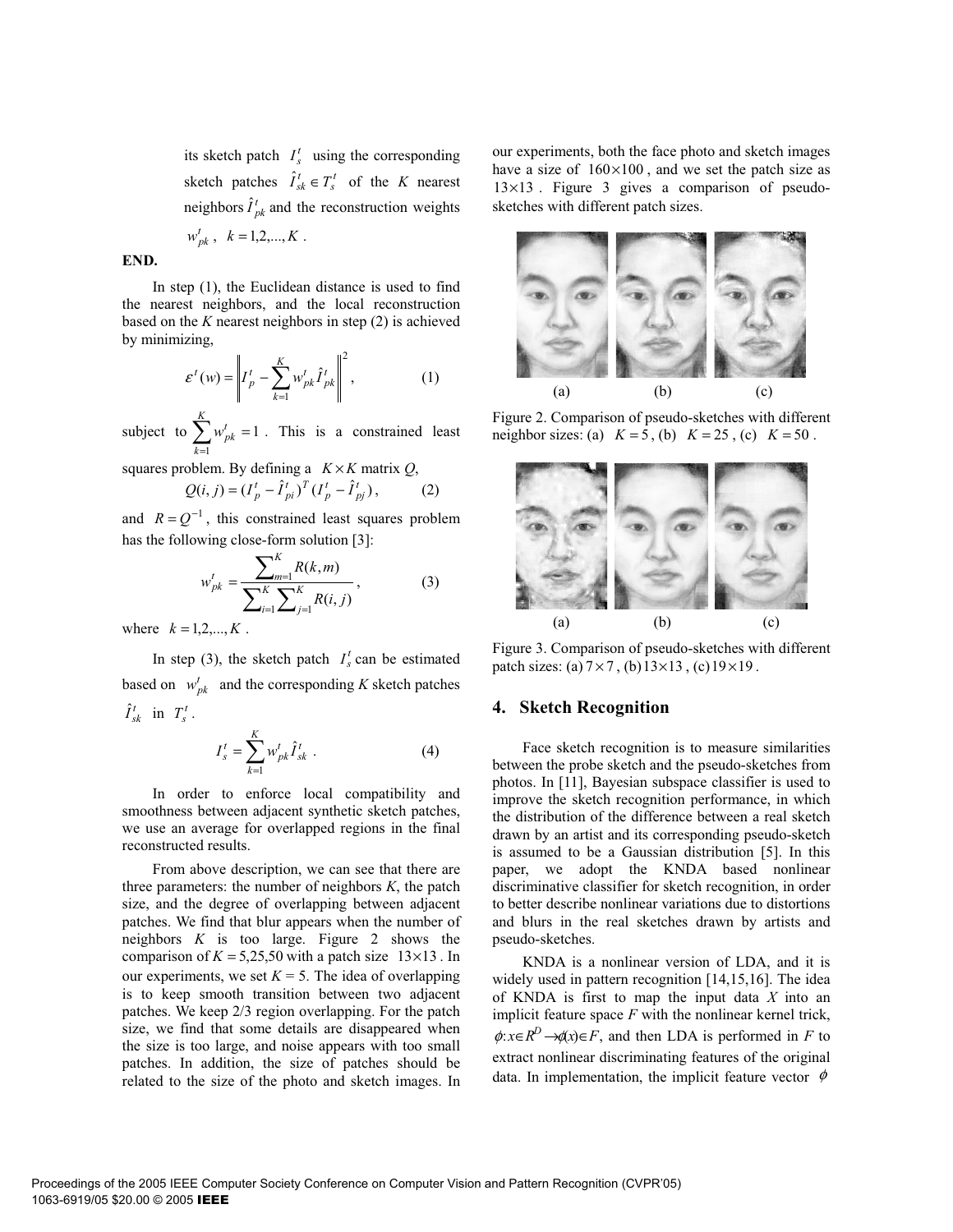its sketch patch $I_s^t$ using the corresponding sketch patches $\hat{I}_{sk}^t \in T_s^t$ of the $K$ nearest neighbors $\hat{I}_{pk}^t$ and the reconstruction weights $w_{pk}^t$, $k = 1,2,...,K$.

**END.**

In step (1), the Euclidean distance is used to find the nearest neighbors, and the local reconstruction based on the $K$ nearest neighbors in step (2) is achieved by minimizing,

$$\varepsilon^t(w) = \left\| I_p^t - \sum_{k=1}^{K} w_{pk}^t \hat{I}_{pk}^t \right\|^2, \qquad (1)$$

subject to $\sum_{k=1}^{K} w_{pk}^t = 1$. This is a constrained least squares problem. By defining a $K \times K$ matrix $Q$,

$$Q(i,j) = (I_p^t - \hat{I}_{pi}^t)^T (I_p^t - \hat{I}_{pj}^t), \qquad (2)$$

and $R = Q^{-1}$, this constrained least squares problem has the following close-form solution [3]:

$$w_{pk}^t = \frac{\sum_{m=1}^{K} R(k,m)}{\sum_{i=1}^{K} \sum_{j=1}^{K} R(i,j)}, \qquad (3)$$

where $k = 1,2,...,K$.

In step (3), the sketch patch $I_s^t$ can be estimated based on $w_{pk}^t$ and the corresponding $K$ sketch patches $\hat{I}_{sk}^t$ in $T_s^t$.

$$I_s^t = \sum_{k=1}^{K} w_{pk}^t \hat{I}_{sk}^t. \qquad (4)$$

In order to enforce local compatibility and smoothness between adjacent synthetic sketch patches, we use an average for overlapped regions in the final reconstructed results.

From above description, we can see that there are three parameters: the number of neighbors $K$, the patch size, and the degree of overlapping between adjacent patches. We find that blur appears when the number of neighbors $K$ is too large. Figure 2 shows the comparison of $K = 5,25,50$ with a patch size $13 \times 13$. In our experiments, we set $K = 5$. The idea of overlapping is to keep smooth transition between two adjacent patches. We keep 2/3 region overlapping. For the patch size, we find that some details are disappeared when the size is too large, and noise appears with too small patches. In addition, the size of patches should be related to the size of the photo and sketch images. In our experiments, both the face photo and sketch images have a size of $160 \times 100$, and we set the patch size as $13 \times 13$. Figure 3 gives a comparison of pseudo-sketches with different patch sizes.

(a) (b) (c)

Figure 2. Comparison of pseudo-sketches with different neighbor sizes: (a) $K = 5$, (b) $K = 25$, (c) $K = 50$.

(a) (b) (c)

Figure 3. Comparison of pseudo-sketches with different patch sizes: (a) $7 \times 7$, (b) $13 \times 13$, (c) $19 \times 19$.

## 4. Sketch Recognition

Face sketch recognition is to measure similarities between the probe sketch and the pseudo-sketches from photos. In [11], Bayesian subspace classifier is used to improve the sketch recognition performance, in which the distribution of the difference between a real sketch drawn by an artist and its corresponding pseudo-sketch is assumed to be a Gaussian distribution [5]. In this paper, we adopt the KNDA based nonlinear discriminative classifier for sketch recognition, in order to better describe nonlinear variations due to distortions and blurs in the real sketches drawn by artists and pseudo-sketches.

KNDA is a nonlinear version of LDA, and it is widely used in pattern recognition [14,15,16]. The idea of KNDA is first to map the input data $X$ into an implicit feature space $F$ with the nonlinear kernel trick, $\phi: x \in R^D \rightarrow \phi(x) \in F$, and then LDA is performed in $F$ to extract nonlinear discriminating features of the original data. In implementation, the implicit feature vector $\phi$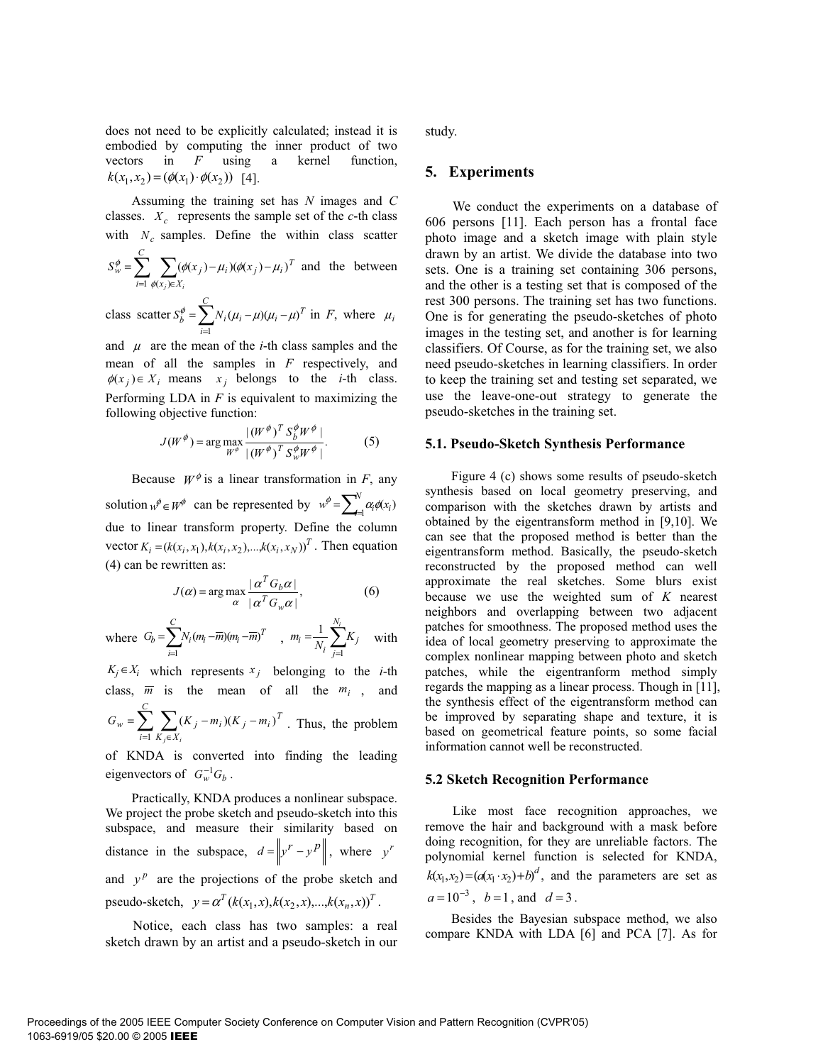does not need to be explicitly calculated; instead it is embodied by computing the inner product of two vectors in $F$ using a kernel function, $k(x_1, x_2) = (\phi(x_1) \cdot \phi(x_2))$ [4].

Assuming the training set has $N$ images and $C$ classes. $X_c$ represents the sample set of the $c$-th class with $N_c$ samples. Define the within class scatter $S_w^\phi = \sum_{i=1}^{C} \sum_{\phi(x_j) \in X_i} (\phi(x_j) - \mu_i)(\phi(x_j) - \mu_i)^T$ and the between class scatter $S_b^\phi = \sum_{i=1}^{C} N_i (\mu_i - \mu)(\mu_i - \mu)^T$ in $F$, where $\mu_i$ and $\mu$ are the mean of the $i$-th class samples and the mean of all the samples in $F$ respectively, and $\phi(x_j) \in X_i$ means $x_j$ belongs to the $i$-th class. Performing LDA in $F$ is equivalent to maximizing the following objective function:

$$J(W^\phi) = \arg\max_{W^\phi} \frac{|(W^\phi)^T S_b^\phi W^\phi|}{|(W^\phi)^T S_w^\phi W^\phi|}. \qquad (5)$$

Because $W^\phi$ is a linear transformation in $F$, any solution $w^\phi \in W^\phi$ can be represented by $w^\phi = \sum_{i=1}^{N} \alpha_i \phi(x_i)$ due to linear transform property. Define the column vector $K_i = (k(x_i, x_1), k(x_i, x_2), ..., k(x_i, x_N))^T$. Then equation (4) can be rewritten as:

$$J(\alpha) = \arg\max_{\alpha} \frac{|\alpha^T G_b \alpha|}{|\alpha^T G_w \alpha|}, \qquad (6)$$

where $G_b = \sum_{i=1}^{C} N_i (m_i - \overline{m})(m_i - \overline{m})^T$ , $m_i = \frac{1}{N_i} \sum_{j=1}^{N_i} K_j$ with $K_j \in X_i$ which represents $x_j$ belonging to the $i$-th class, $\overline{m}$ is the mean of all the $m_i$ , and $G_w = \sum_{i=1}^{C} \sum_{K_j \in X_i} (K_j - m_i)(K_j - m_i)^T$ . Thus, the problem of KNDA is converted into finding the leading eigenvectors of $G_w^{-1} G_b$ .

Practically, KNDA produces a nonlinear subspace. We project the probe sketch and pseudo-sketch into this subspace, and measure their similarity based on distance in the subspace, $d = \left\| y^r - y^p \right\|$, where $y^r$ and $y^p$ are the projections of the probe sketch and pseudo-sketch, $y = \alpha^T (k(x_1, x), k(x_2, x), ..., k(x_n, x))^T$ .

Notice, each class has two samples: a real sketch drawn by an artist and a pseudo-sketch in our study.

## 5. Experiments

We conduct the experiments on a database of 606 persons [11]. Each person has a frontal face photo image and a sketch image with plain style drawn by an artist. We divide the database into two sets. One is a training set containing 306 persons, and the other is a testing set that is composed of the rest 300 persons. The training set has two functions. One is for generating the pseudo-sketches of photo images in the testing set, and another is for learning classifiers. Of Course, as for the training set, we also need pseudo-sketches in learning classifiers. In order to keep the training set and testing set separated, we use the leave-one-out strategy to generate the pseudo-sketches in the training set.

### 5.1. Pseudo-Sketch Synthesis Performance

Figure 4 (c) shows some results of pseudo-sketch synthesis based on local geometry preserving, and comparison with the sketches drawn by artists and obtained by the eigentransform method in [9,10]. We can see that the proposed method is better than the eigentransform method. Basically, the pseudo-sketch reconstructed by the proposed method can well approximate the real sketches. Some blurs exist because we use the weighted sum of $K$ nearest neighbors and overlapping between two adjacent patches for smoothness. The proposed method uses the idea of local geometry preserving to approximate the complex nonlinear mapping between photo and sketch patches, while the eigentranform method simply regards the mapping as a linear process. Though in [11], the synthesis effect of the eigentransform method can be improved by separating shape and texture, it is based on geometrical feature points, so some facial information cannot well be reconstructed.

### 5.2 Sketch Recognition Performance

Like most face recognition approaches, we remove the hair and background with a mask before doing recognition, for they are unreliable factors. The polynomial kernel function is selected for KNDA, $k(x_1, x_2) = (a(x_1 \cdot x_2) + b)^d$, and the parameters are set as $a = 10^{-3}$, $b = 1$, and $d = 3$.

Besides the Bayesian subspace method, we also compare KNDA with LDA [6] and PCA [7]. As for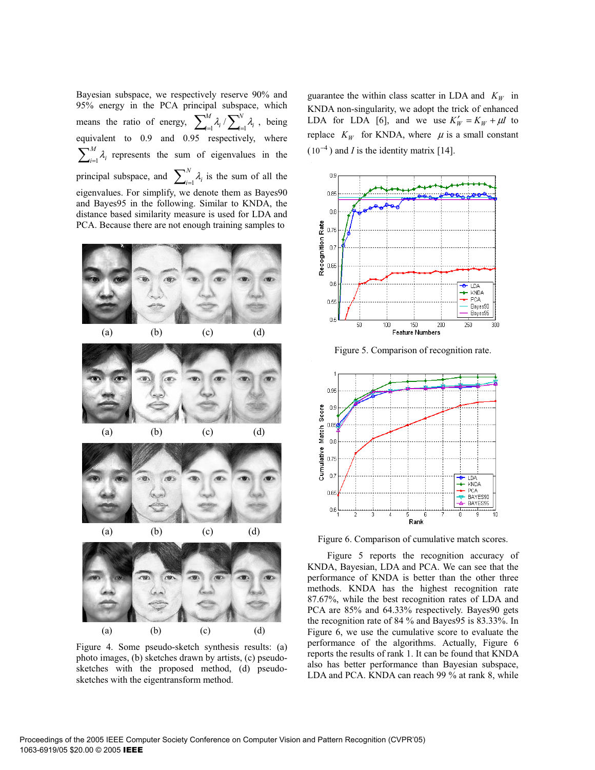Bayesian subspace, we respectively reserve 90% and 95% energy in the PCA principal subspace, which means the ratio of energy, $\sum_{i=1}^{M}\lambda_i / \sum_{i=1}^{N}\lambda_i$, being equivalent to 0.9 and 0.95 respectively, where $\sum_{i=1}^{M}\lambda_i$ represents the sum of eigenvalues in the principal subspace, and $\sum_{i=1}^{N}\lambda_i$ is the sum of all the eigenvalues. For simplify, we denote them as Bayes90 and Bayes95 in the following. Similar to KNDA, the distance based similarity measure is used for LDA and PCA. Because there are not enough training samples to guarantee the within class scatter in LDA and $K_W$ in KNDA non-singularity, we adopt the trick of enhanced LDA for LDA [6], and we use $K'_W = K_W + \mu I$ to replace $K_W$ for KNDA, where $\mu$ is a small constant ($10^{-4}$) and $I$ is the identity matrix [14].

Figure 4. Some pseudo-sketch synthesis results: (a) photo images, (b) sketches drawn by artists, (c) pseudo-sketches with the proposed method, (d) pseudo-sketches with the eigentransform method.

Figure 5. Comparison of recognition rate.

Figure 6. Comparison of cumulative match scores.

Figure 5 reports the recognition accuracy of KNDA, Bayesian, LDA and PCA. We can see that the performance of KNDA is better than the other three methods. KNDA has the highest recognition rate 87.67%, while the best recognition rates of LDA and PCA are 85% and 64.33% respectively. Bayes90 gets the recognition rate of 84 % and Bayes95 is 83.33%. In Figure 6, we use the cumulative score to evaluate the performance of the algorithms. Actually, Figure 6 reports the results of rank 1. It can be found that KNDA also has better performance than Bayesian subspace, LDA and PCA. KNDA can reach 99 % at rank 8, while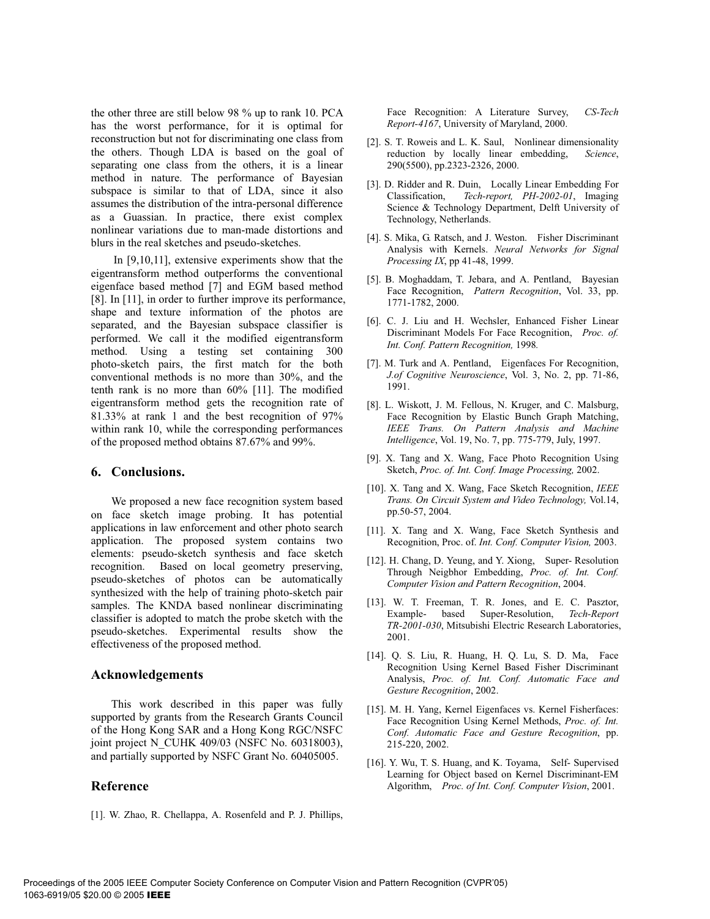the other three are still below 98 % up to rank 10. PCA has the worst performance, for it is optimal for reconstruction but not for discriminating one class from the others. Though LDA is based on the goal of separating one class from the others, it is a linear method in nature. The performance of Bayesian subspace is similar to that of LDA, since it also assumes the distribution of the intra-personal difference as a Guassian. In practice, there exist complex nonlinear variations due to man-made distortions and blurs in the real sketches and pseudo-sketches.

In [9,10,11], extensive experiments show that the eigentransform method outperforms the conventional eigenface based method [7] and EGM based method [8]. In [11], in order to further improve its performance, shape and texture information of the photos are separated, and the Bayesian subspace classifier is performed. We call it the modified eigentransform method. Using a testing set containing 300 photo-sketch pairs, the first match for the both conventional methods is no more than 30%, and the tenth rank is no more than 60% [11]. The modified eigentransform method gets the recognition rate of 81.33% at rank 1 and the best recognition of 97% within rank 10, while the corresponding performances of the proposed method obtains 87.67% and 99%.

## 6. Conclusions.

We proposed a new face recognition system based on face sketch image probing. It has potential applications in law enforcement and other photo search application. The proposed system contains two elements: pseudo-sketch synthesis and face sketch recognition. Based on local geometry preserving, pseudo-sketches of photos can be automatically synthesized with the help of training photo-sketch pair samples. The KNDA based nonlinear discriminating classifier is adopted to match the probe sketch with the pseudo-sketches. Experimental results show the effectiveness of the proposed method.

## Acknowledgements

This work described in this paper was fully supported by grants from the Research Grants Council of the Hong Kong SAR and a Hong Kong RGC/NSFC joint project N_CUHK 409/03 (NSFC No. 60318003), and partially supported by NSFC Grant No. 60405005.

## Reference

[1]. W. Zhao, R. Chellappa, A. Rosenfeld and P. J. Phillips, Face Recognition: A Literature Survey, *CS-Tech Report-4167*, University of Maryland, 2000.

[2]. S. T. Roweis and L. K. Saul, Nonlinear dimensionality reduction by locally linear embedding, *Science*, 290(5500), pp.2323-2326, 2000.

[3]. D. Ridder and R. Duin, Locally Linear Embedding For Classification, *Tech-report, PH-2002-01*, Imaging Science & Technology Department, Delft University of Technology, Netherlands.

[4]. S. Mika, G. Ratsch, and J. Weston. Fisher Discriminant Analysis with Kernels. *Neural Networks for Signal Processing IX*, pp 41-48, 1999.

[5]. B. Moghaddam, T. Jebara, and A. Pentland, Bayesian Face Recognition, *Pattern Recognition*, Vol. 33, pp. 1771-1782, 2000.

[6]. C. J. Liu and H. Wechsler, Enhanced Fisher Linear Discriminant Models For Face Recognition, *Proc. of. Int. Conf. Pattern Recognition,* 1998*.*

[7]. M. Turk and A. Pentland, Eigenfaces For Recognition, *J.of Cognitive Neuroscience*, Vol. 3, No. 2, pp. 71-86, 1991.

[8]. L. Wiskott, J. M. Fellous, N. Kruger, and C. Malsburg, Face Recognition by Elastic Bunch Graph Matching, *IEEE Trans. On Pattern Analysis and Machine Intelligence*, Vol. 19, No. 7, pp. 775-779, July, 1997.

[9]. X. Tang and X. Wang, Face Photo Recognition Using Sketch, *Proc. of. Int. Conf. Image Processing,* 2002.

[10]. X. Tang and X. Wang, Face Sketch Recognition, *IEEE Trans. On Circuit System and Video Technology,* Vol.14, pp.50-57, 2004.

[11]. X. Tang and X. Wang, Face Sketch Synthesis and Recognition, Proc. of. *Int. Conf. Computer Vision,* 2003.

[12]. H. Chang, D. Yeung, and Y. Xiong, Super- Resolution Through Neigbhor Embedding, *Proc. of. Int. Conf. Computer Vision and Pattern Recognition*, 2004.

[13]. W. T. Freeman, T. R. Jones, and E. C. Pasztor, Example- based Super-Resolution, *Tech-Report TR-2001-030*, Mitsubishi Electric Research Laboratories, 2001.

[14]. Q. S. Liu, R. Huang, H. Q. Lu, S. D. Ma, Face Recognition Using Kernel Based Fisher Discriminant Analysis, *Proc. of. Int. Conf. Automatic Face and Gesture Recognition*, 2002.

[15]. M. H. Yang, Kernel Eigenfaces vs. Kernel Fisherfaces: Face Recognition Using Kernel Methods, *Proc. of. Int. Conf. Automatic Face and Gesture Recognition*, pp. 215-220, 2002.

[16]. Y. Wu, T. S. Huang, and K. Toyama, Self- Supervised Learning for Object based on Kernel Discriminant-EM Algorithm, *Proc. of Int. Conf. Computer Vision*, 2001.